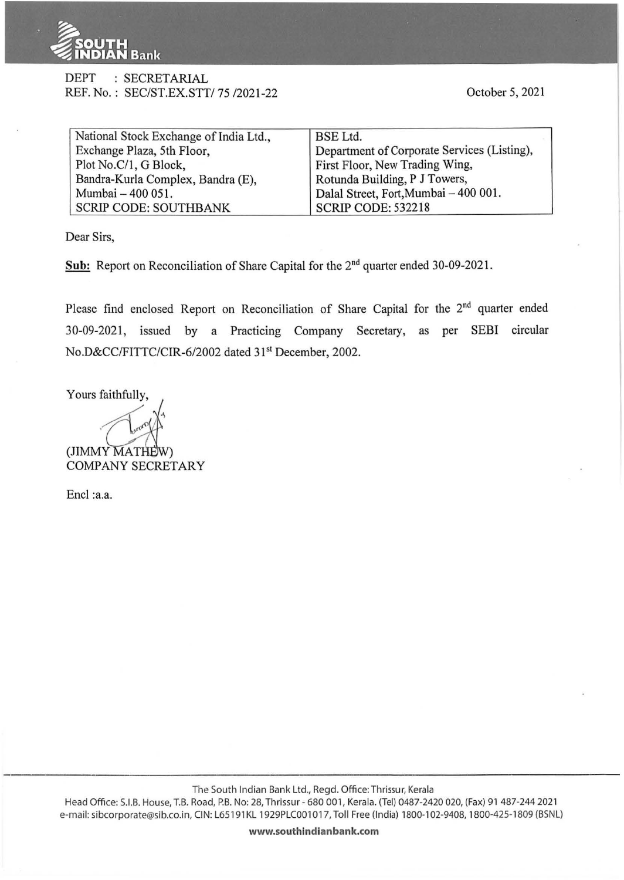SOUTH INDIAN Bank

DEPT : SECRETARIAL
REF. No. : SEC/ST.EX.STT/ 75 /2021-22

October 5, 2021

| National Stock Exchange of India Ltd., Exchange Plaza, 5th Floor, Plot No.C/1, G Block, Bandra-Kurla Complex, Bandra (E), Mumbai – 400 051. | BSE Ltd. Department of Corporate Services (Listing), First Floor, New Trading Wing, Rotunda Building, P J Towers, Dalal Street, Fort,Mumbai – 400 001. |
|---|---|
| SCRIP CODE: SOUTHBANK | SCRIP CODE: 532218 |

Dear Sirs,

**Sub:** Report on Reconciliation of Share Capital for the 2nd quarter ended 30-09-2021.

Please find enclosed Report on Reconciliation of Share Capital for the 2nd quarter ended 30-09-2021, issued by a Practicing Company Secretary, as per SEBI circular No.D&CC/FITTC/CIR-6/2002 dated 31st December, 2002.

Yours faithfully,

(JIMMY MATHEW)
COMPANY SECRETARY

Encl :a.a.

The South Indian Bank Ltd., Regd. Office: Thrissur, Kerala
Head Office: S.I.B. House, T.B. Road, P.B. No: 28, Thrissur - 680 001, Kerala. (Tel) 0487-2420 020, (Fax) 91 487-244 2021
e-mail: sibcorporate@sib.co.in, CIN: L65191KL1929PLC001017, Toll Free (India) 1800-102-9408, 1800-425-1809 (BSNL)

www.southindianbank.com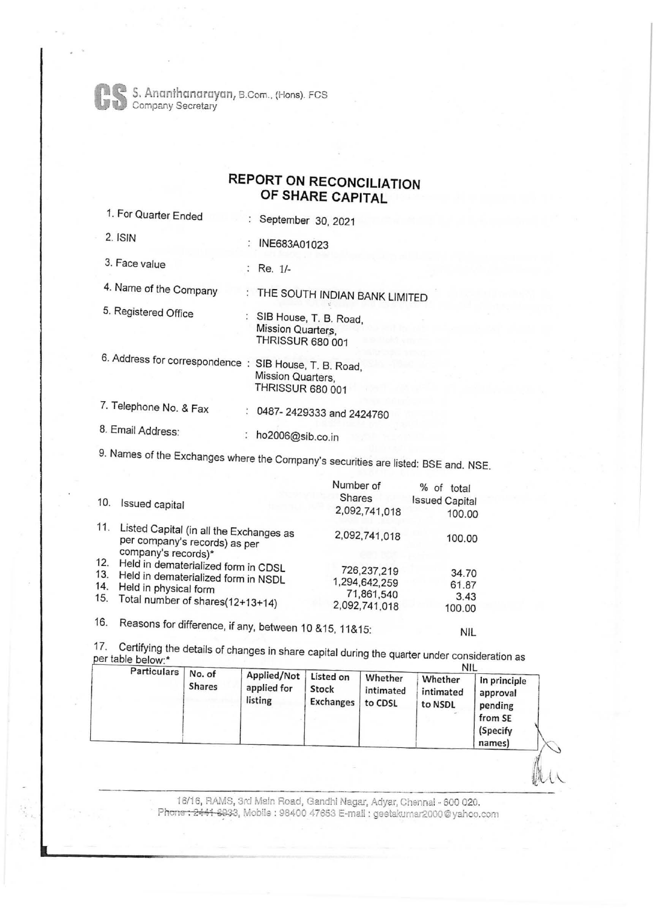**S. Ananthanarayan**, B.Com., (Hons). FCS
Company Secretary

# REPORT ON RECONCILIATION OF SHARE CAPITAL

1. For Quarter Ended : September 30, 2021
2. ISIN : INE683A01023
3. Face value : Re. 1/-
4. Name of the Company : THE SOUTH INDIAN BANK LIMITED
5. Registered Office : SIB House, T. B. Road, Mission Quarters, THRISSUR 680 001
6. Address for correspondence : SIB House, T. B. Road, Mission Quarters, THRISSUR 680 001
7. Telephone No. & Fax : 0487- 2429333 and 2424760
8. Email Address: : ho2006@sib.co.in
9. Names of the Exchanges where the Company's securities are listed: BSE and. NSE.

| | | Number of Shares | % of total Issued Capital |
|---|---|---|---|
| 10. | Issued capital | 2,092,741,018 | 100.00 |
| 11. | Listed Capital (in all the Exchanges as per company's records) as per company's records)* | 2,092,741,018 | 100.00 |
| 12. | Held in dematerialized form in CDSL | 726,237,219 | 34.70 |
| 13. | Held in dematerialized form in NSDL | 1,294,642,259 | 61.87 |
| 14. | Held in physical form | 71,861,540 | 3.43 |
| 15. | Total number of shares(12+13+14) | 2,092,741,018 | 100.00 |

16. Reasons for difference, if any, between 10 &15, 11&15: NIL

17. Certifying the details of changes in share capital during the quarter under consideration as per table below:* NIL

| Particulars | No. of Shares | Applied/Not applied for listing | Listed on Stock Exchanges | Whether intimated to CDSL | Whether intimated to NSDL | In principle approval pending from SE (Specify names) |
|---|---|---|---|---|---|---|
| | | | | | | |

16/16, RAMS, 3rd Main Road, Gandhi Nagar, Adyar, Chennai - 600 020.
Phone : 2441 6933, Mobile : 98400 47653 E-mail : geetakumar2000@yahoo.com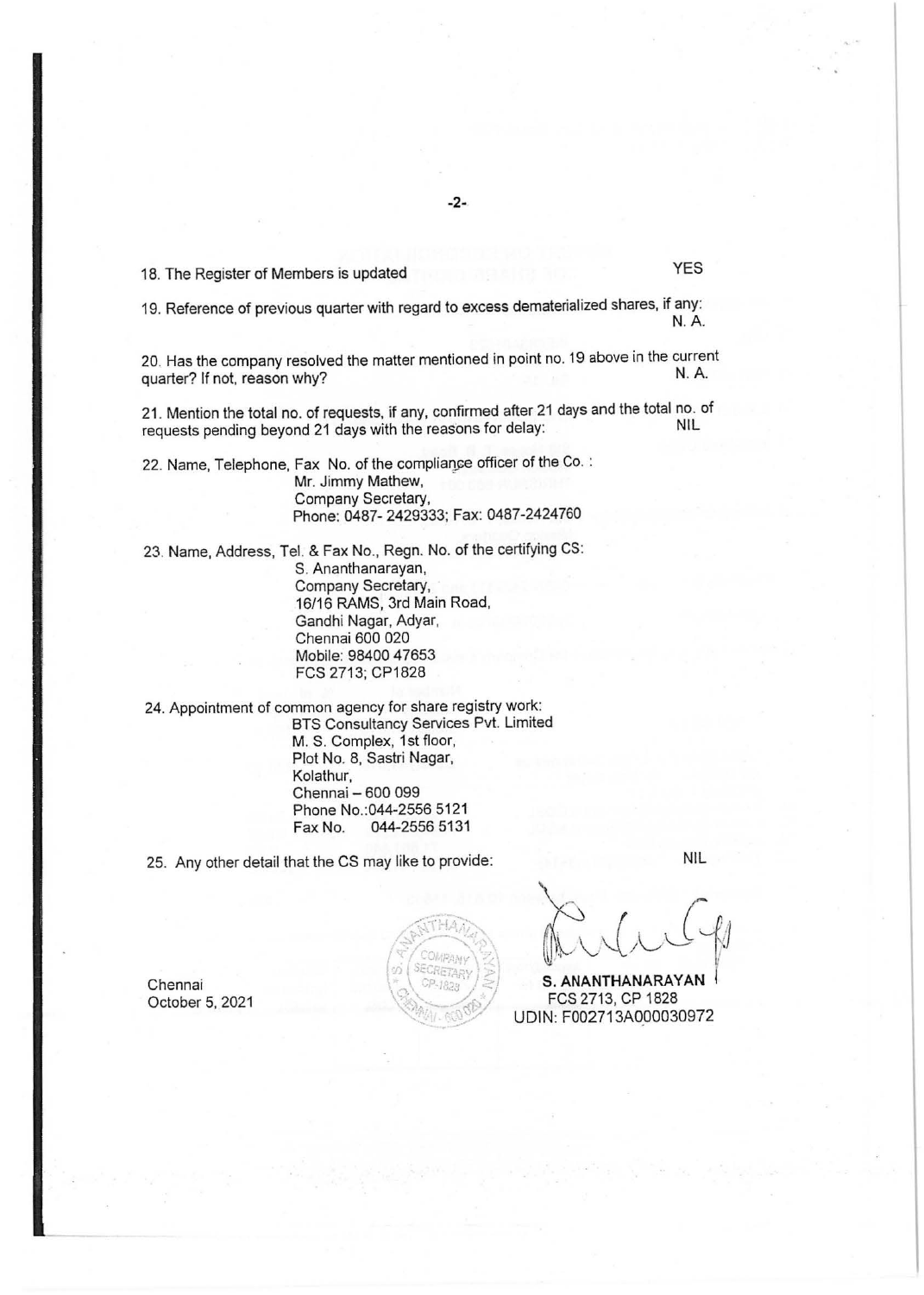18. The Register of Members is updated YES

19. Reference of previous quarter with regard to excess dematerialized shares, if any: N. A.

20. Has the company resolved the matter mentioned in point no. 19 above in the current quarter? If not, reason why? N. A.

21. Mention the total no. of requests, if any, confirmed after 21 days and the total no. of requests pending beyond 21 days with the reasons for delay: NIL

22. Name, Telephone, Fax No. of the compliance officer of the Co. :
Mr. Jimmy Mathew,
Company Secretary,
Phone: 0487- 2429333; Fax: 0487-2424760

23. Name, Address, Tel. & Fax No., Regn. No. of the certifying CS:
S. Ananthanarayan,
Company Secretary,
16/16 RAMS, 3rd Main Road,
Gandhi Nagar, Adyar,
Chennai 600 020
Mobile: 98400 47653
FCS 2713; CP1828

24. Appointment of common agency for share registry work:
BTS Consultancy Services Pvt. Limited
M. S. Complex, 1st floor,
Plot No. 8, Sastri Nagar,
Kolathur,
Chennai – 600 099
Phone No.:044-2556 5121
Fax No. 044-2556 5131

25. Any other detail that the CS may like to provide: NIL

Chennai
October 5, 2021

**S. ANANTHANARAYAN**
FCS 2713, CP 1828
UDIN: F002713A000030972